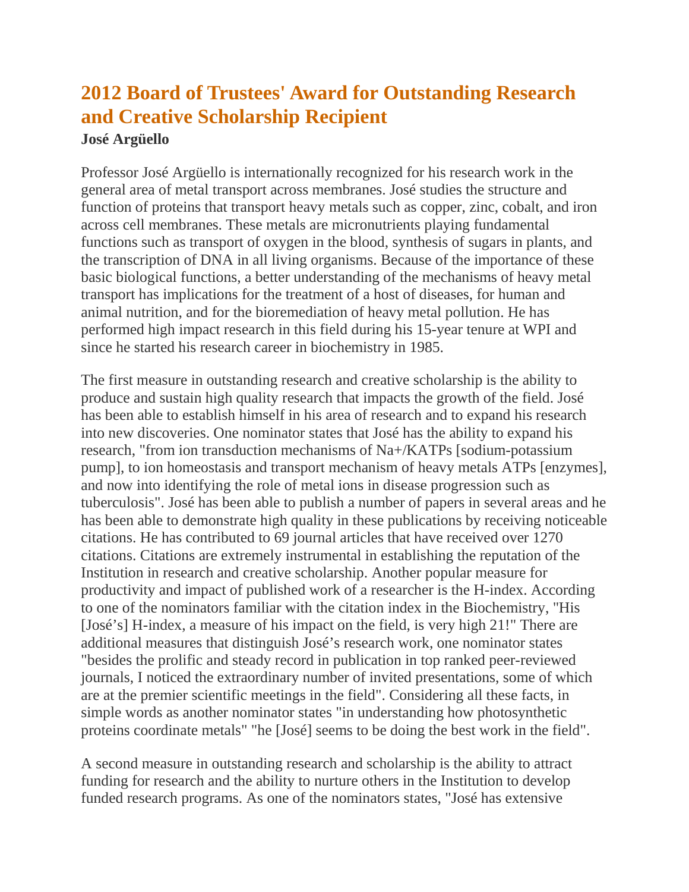# 2012 Board of Trustees' Award for Outstanding Research and Creative Scholarship Recipient

**José Argüello**

Professor José Argüello is internationally recognized for his research work in the general area of metal transport across membranes. José studies the structure and function of proteins that transport heavy metals such as copper, zinc, cobalt, and iron across cell membranes. These metals are micronutrients playing fundamental functions such as transport of oxygen in the blood, synthesis of sugars in plants, and the transcription of DNA in all living organisms. Because of the importance of these basic biological functions, a better understanding of the mechanisms of heavy metal transport has implications for the treatment of a host of diseases, for human and animal nutrition, and for the bioremediation of heavy metal pollution. He has performed high impact research in this field during his 15-year tenure at WPI and since he started his research career in biochemistry in 1985.

The first measure in outstanding research and creative scholarship is the ability to produce and sustain high quality research that impacts the growth of the field. José has been able to establish himself in his area of research and to expand his research into new discoveries. One nominator states that José has the ability to expand his research, "from ion transduction mechanisms of $Na^+/K$ATPs [sodium-potassium pump], to ion homeostasis and transport mechanism of heavy metals ATPs [enzymes], and now into identifying the role of metal ions in disease progression such as tuberculosis". José has been able to publish a number of papers in several areas and he has been able to demonstrate high quality in these publications by receiving noticeable citations. He has contributed to 69 journal articles that have received over 1270 citations. Citations are extremely instrumental in establishing the reputation of the Institution in research and creative scholarship. Another popular measure for productivity and impact of published work of a researcher is the H-index. According to one of the nominators familiar with the citation index in the Biochemistry, "His [José's] H-index, a measure of his impact on the field, is very high 21!" There are additional measures that distinguish José's research work, one nominator states "besides the prolific and steady record in publication in top ranked peer-reviewed journals, I noticed the extraordinary number of invited presentations, some of which are at the premier scientific meetings in the field". Considering all these facts, in simple words as another nominator states "in understanding how photosynthetic proteins coordinate metals" "he [José] seems to be doing the best work in the field".

A second measure in outstanding research and scholarship is the ability to attract funding for research and the ability to nurture others in the Institution to develop funded research programs. As one of the nominators states, "José has extensive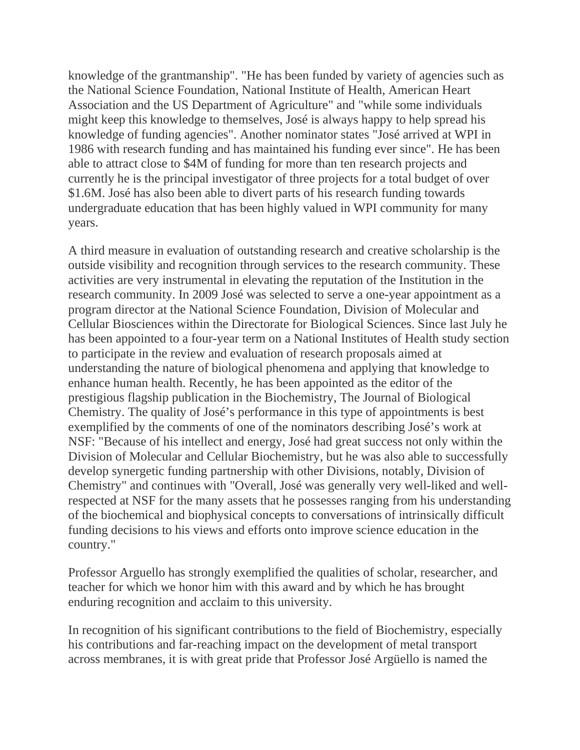knowledge of the grantmanship". "He has been funded by variety of agencies such as the National Science Foundation, National Institute of Health, American Heart Association and the US Department of Agriculture" and "while some individuals might keep this knowledge to themselves, José is always happy to help spread his knowledge of funding agencies". Another nominator states "José arrived at WPI in 1986 with research funding and has maintained his funding ever since". He has been able to attract close to $4M of funding for more than ten research projects and currently he is the principal investigator of three projects for a total budget of over $1.6M. José has also been able to divert parts of his research funding towards undergraduate education that has been highly valued in WPI community for many years.

A third measure in evaluation of outstanding research and creative scholarship is the outside visibility and recognition through services to the research community. These activities are very instrumental in elevating the reputation of the Institution in the research community. In 2009 José was selected to serve a one-year appointment as a program director at the National Science Foundation, Division of Molecular and Cellular Biosciences within the Directorate for Biological Sciences. Since last July he has been appointed to a four-year term on a National Institutes of Health study section to participate in the review and evaluation of research proposals aimed at understanding the nature of biological phenomena and applying that knowledge to enhance human health. Recently, he has been appointed as the editor of the prestigious flagship publication in the Biochemistry, The Journal of Biological Chemistry. The quality of José's performance in this type of appointments is best exemplified by the comments of one of the nominators describing José's work at NSF: "Because of his intellect and energy, José had great success not only within the Division of Molecular and Cellular Biochemistry, but he was also able to successfully develop synergetic funding partnership with other Divisions, notably, Division of Chemistry" and continues with "Overall, José was generally very well-liked and well-respected at NSF for the many assets that he possesses ranging from his understanding of the biochemical and biophysical concepts to conversations of intrinsically difficult funding decisions to his views and efforts onto improve science education in the country."

Professor Arguello has strongly exemplified the qualities of scholar, researcher, and teacher for which we honor him with this award and by which he has brought enduring recognition and acclaim to this university.

In recognition of his significant contributions to the field of Biochemistry, especially his contributions and far-reaching impact on the development of metal transport across membranes, it is with great pride that Professor José Argüello is named the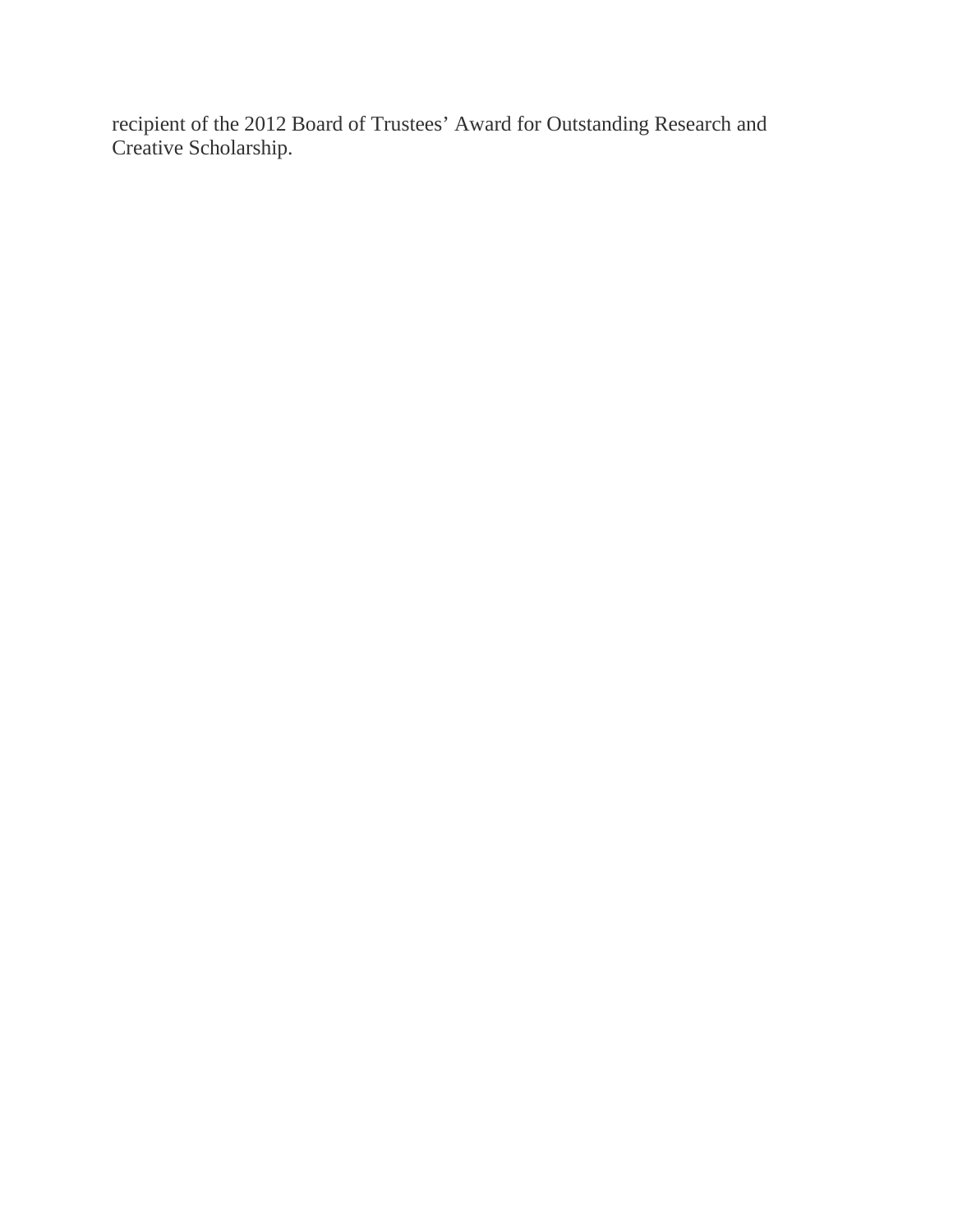recipient of the 2012 Board of Trustees’ Award for Outstanding Research and Creative Scholarship.